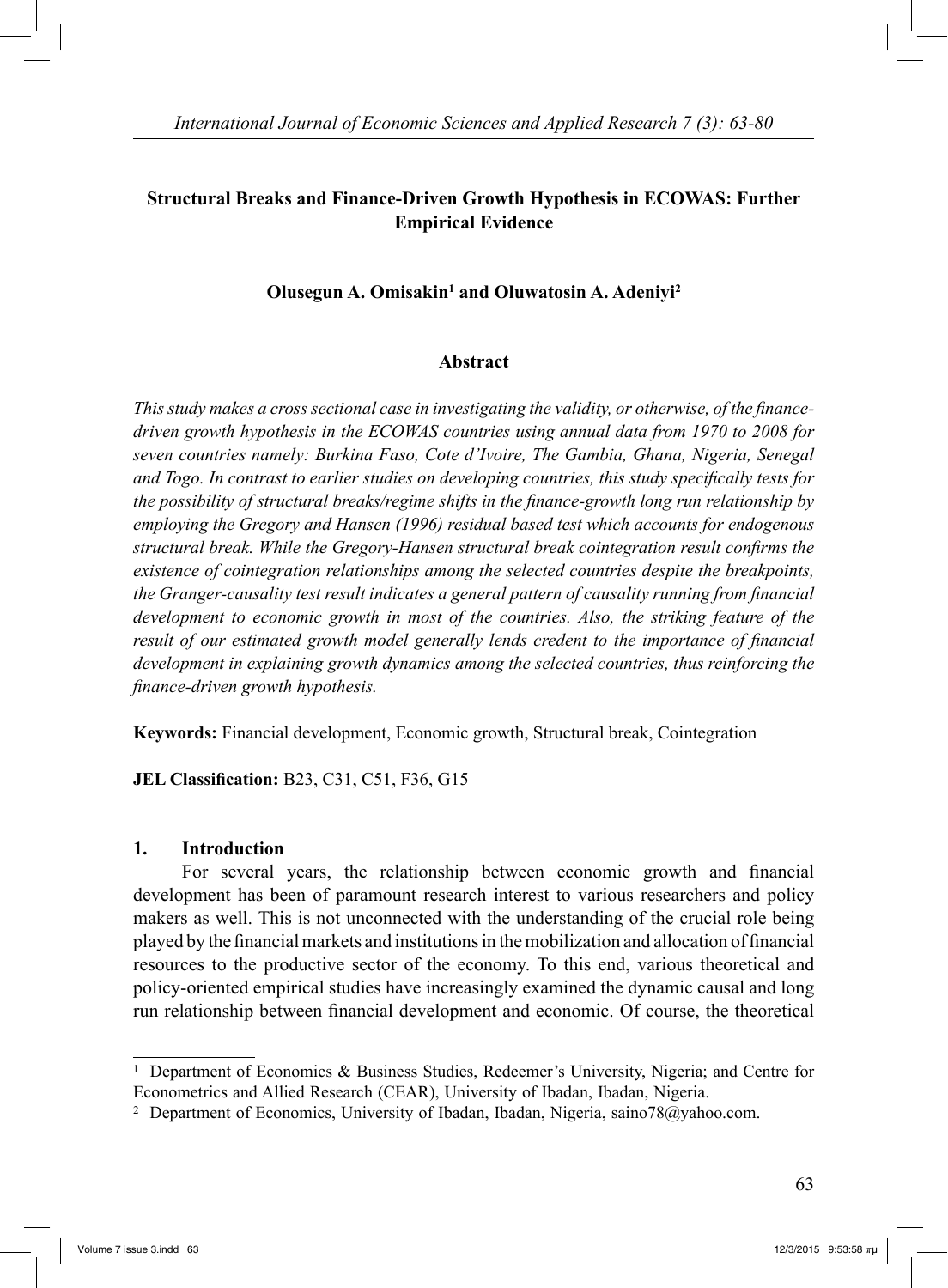# Structural Breaks and Finance-Driven Growth Hypothesis in ECOWAS: Further Empirical Evidence

**Olusegun A. Omisakin[1] and Oluwatosin A. Adeniyi[2]**

## Abstract

*This study makes a cross sectional case in investigating the validity, or otherwise, of the finance-driven growth hypothesis in the ECOWAS countries using annual data from 1970 to 2008 for seven countries namely: Burkina Faso, Cote d'Ivoire, The Gambia, Ghana, Nigeria, Senegal and Togo. In contrast to earlier studies on developing countries, this study specifically tests for the possibility of structural breaks/regime shifts in the finance-growth long run relationship by employing the Gregory and Hansen (1996) residual based test which accounts for endogenous structural break. While the Gregory-Hansen structural break cointegration result confirms the existence of cointegration relationships among the selected countries despite the breakpoints, the Granger-causality test result indicates a general pattern of causality running from financial development to economic growth in most of the countries. Also, the striking feature of the result of our estimated growth model generally lends credent to the importance of financial development in explaining growth dynamics among the selected countries, thus reinforcing the finance-driven growth hypothesis.*

**Keywords:** Financial development, Economic growth, Structural break, Cointegration

**JEL Classification:** B23, C31, C51, F36, G15

## 1. Introduction

For several years, the relationship between economic growth and financial development has been of paramount research interest to various researchers and policy makers as well. This is not unconnected with the understanding of the crucial role being played by the financial markets and institutions in the mobilization and allocation of financial resources to the productive sector of the economy. To this end, various theoretical and policy-oriented empirical studies have increasingly examined the dynamic causal and long run relationship between financial development and economic. Of course, the theoretical

---

[1] Department of Economics & Business Studies, Redeemer's University, Nigeria; and Centre for Econometrics and Allied Research (CEAR), University of Ibadan, Ibadan, Nigeria.

[2] Department of Economics, University of Ibadan, Ibadan, Nigeria, saino78@yahoo.com.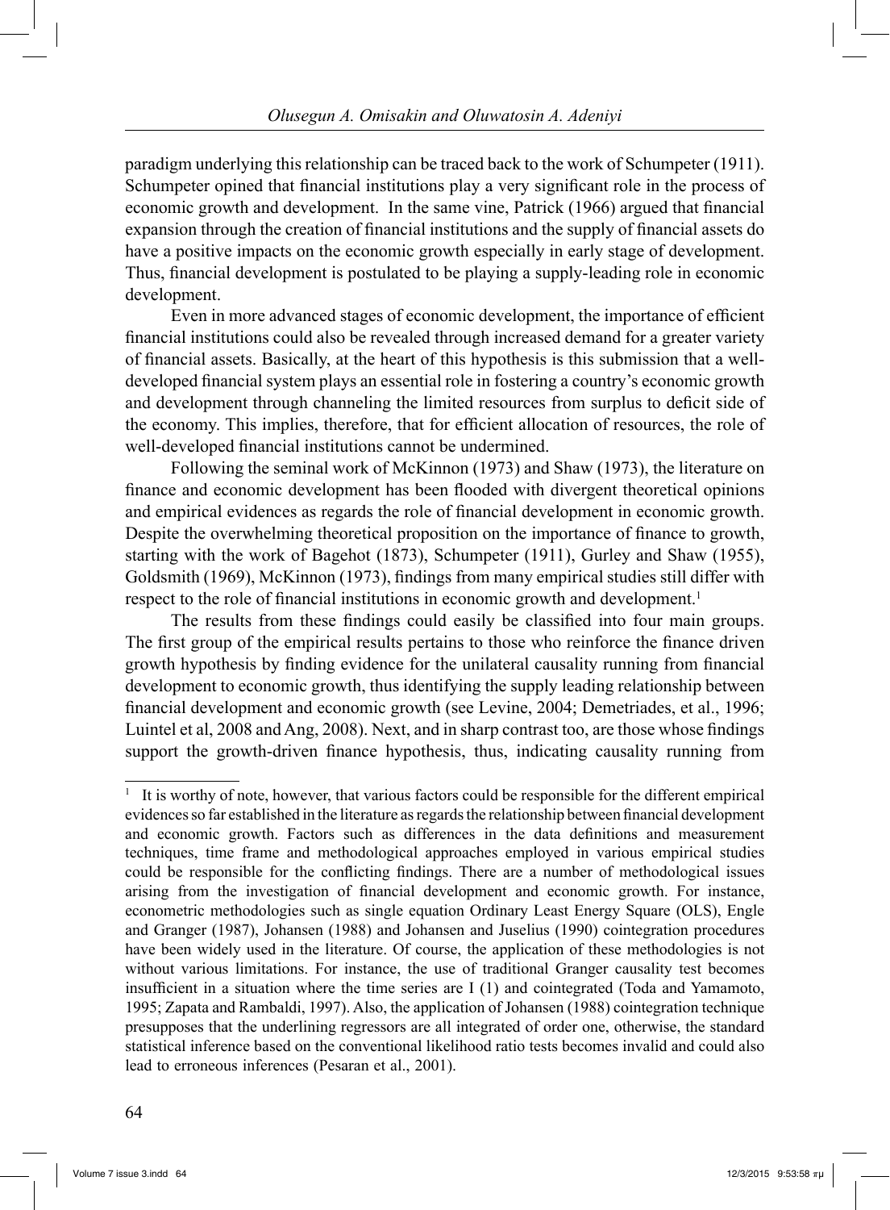paradigm underlying this relationship can be traced back to the work of Schumpeter (1911). Schumpeter opined that financial institutions play a very significant role in the process of economic growth and development. In the same vine, Patrick (1966) argued that financial expansion through the creation of financial institutions and the supply of financial assets do have a positive impacts on the economic growth especially in early stage of development. Thus, financial development is postulated to be playing a supply-leading role in economic development.

Even in more advanced stages of economic development, the importance of efficient financial institutions could also be revealed through increased demand for a greater variety of financial assets. Basically, at the heart of this hypothesis is this submission that a well-developed financial system plays an essential role in fostering a country's economic growth and development through channeling the limited resources from surplus to deficit side of the economy. This implies, therefore, that for efficient allocation of resources, the role of well-developed financial institutions cannot be undermined.

Following the seminal work of McKinnon (1973) and Shaw (1973), the literature on finance and economic development has been flooded with divergent theoretical opinions and empirical evidences as regards the role of financial development in economic growth. Despite the overwhelming theoretical proposition on the importance of finance to growth, starting with the work of Bagehot (1873), Schumpeter (1911), Gurley and Shaw (1955), Goldsmith (1969), McKinnon (1973), findings from many empirical studies still differ with respect to the role of financial institutions in economic growth and development.[1]

The results from these findings could easily be classified into four main groups. The first group of the empirical results pertains to those who reinforce the finance driven growth hypothesis by finding evidence for the unilateral causality running from financial development to economic growth, thus identifying the supply leading relationship between financial development and economic growth (see Levine, 2004; Demetriades, et al., 1996; Luintel et al, 2008 and Ang, 2008). Next, and in sharp contrast too, are those whose findings support the growth-driven finance hypothesis, thus, indicating causality running from

---

[1] It is worthy of note, however, that various factors could be responsible for the different empirical evidences so far established in the literature as regards the relationship between financial development and economic growth. Factors such as differences in the data definitions and measurement techniques, time frame and methodological approaches employed in various empirical studies could be responsible for the conflicting findings. There are a number of methodological issues arising from the investigation of financial development and economic growth. For instance, econometric methodologies such as single equation Ordinary Least Energy Square (OLS), Engle and Granger (1987), Johansen (1988) and Johansen and Juselius (1990) cointegration procedures have been widely used in the literature. Of course, the application of these methodologies is not without various limitations. For instance, the use of traditional Granger causality test becomes insufficient in a situation where the time series are I (1) and cointegrated (Toda and Yamamoto, 1995; Zapata and Rambaldi, 1997). Also, the application of Johansen (1988) cointegration technique presupposes that the underlining regressors are all integrated of order one, otherwise, the standard statistical inference based on the conventional likelihood ratio tests becomes invalid and could also lead to erroneous inferences (Pesaran et al., 2001).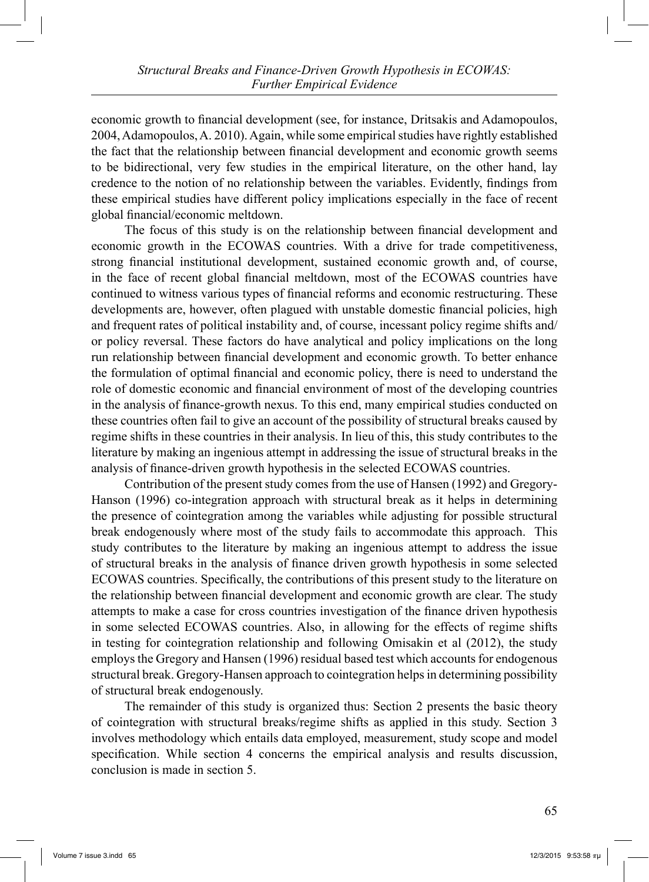economic growth to financial development (see, for instance, Dritsakis and Adamopoulos, 2004, Adamopoulos, A. 2010). Again, while some empirical studies have rightly established the fact that the relationship between financial development and economic growth seems to be bidirectional, very few studies in the empirical literature, on the other hand, lay credence to the notion of no relationship between the variables. Evidently, findings from these empirical studies have different policy implications especially in the face of recent global financial/economic meltdown.

The focus of this study is on the relationship between financial development and economic growth in the ECOWAS countries. With a drive for trade competitiveness, strong financial institutional development, sustained economic growth and, of course, in the face of recent global financial meltdown, most of the ECOWAS countries have continued to witness various types of financial reforms and economic restructuring. These developments are, however, often plagued with unstable domestic financial policies, high and frequent rates of political instability and, of course, incessant policy regime shifts and/or policy reversal. These factors do have analytical and policy implications on the long run relationship between financial development and economic growth. To better enhance the formulation of optimal financial and economic policy, there is need to understand the role of domestic economic and financial environment of most of the developing countries in the analysis of finance-growth nexus. To this end, many empirical studies conducted on these countries often fail to give an account of the possibility of structural breaks caused by regime shifts in these countries in their analysis. In lieu of this, this study contributes to the literature by making an ingenious attempt in addressing the issue of structural breaks in the analysis of finance-driven growth hypothesis in the selected ECOWAS countries.

Contribution of the present study comes from the use of Hansen (1992) and Gregory-Hanson (1996) co-integration approach with structural break as it helps in determining the presence of cointegration among the variables while adjusting for possible structural break endogenously where most of the study fails to accommodate this approach. This study contributes to the literature by making an ingenious attempt to address the issue of structural breaks in the analysis of finance driven growth hypothesis in some selected ECOWAS countries. Specifically, the contributions of this present study to the literature on the relationship between financial development and economic growth are clear. The study attempts to make a case for cross countries investigation of the finance driven hypothesis in some selected ECOWAS countries. Also, in allowing for the effects of regime shifts in testing for cointegration relationship and following Omisakin et al (2012), the study employs the Gregory and Hansen (1996) residual based test which accounts for endogenous structural break. Gregory-Hansen approach to cointegration helps in determining possibility of structural break endogenously.

The remainder of this study is organized thus: Section 2 presents the basic theory of cointegration with structural breaks/regime shifts as applied in this study. Section 3 involves methodology which entails data employed, measurement, study scope and model specification. While section 4 concerns the empirical analysis and results discussion, conclusion is made in section 5.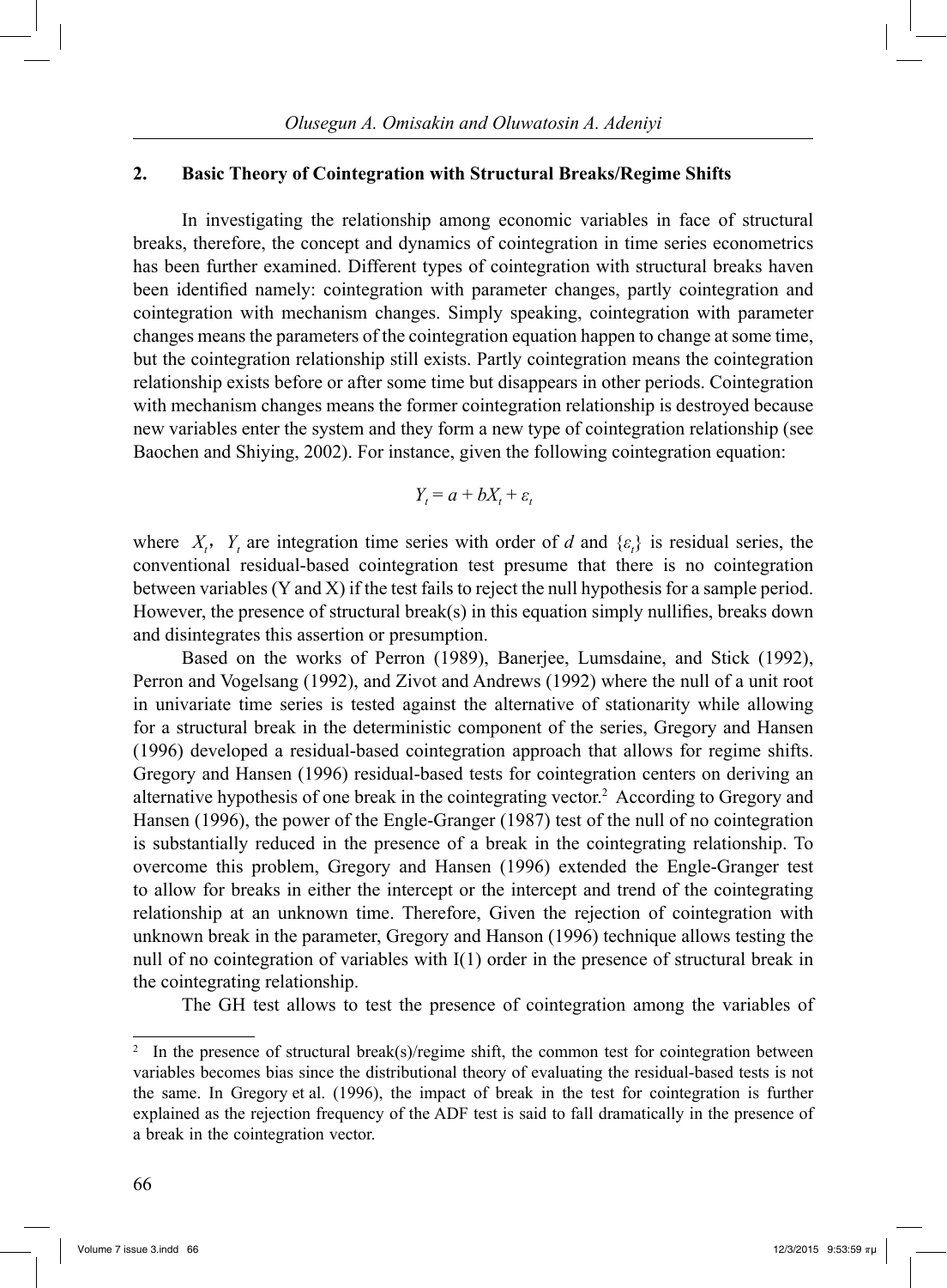## 2. Basic Theory of Cointegration with Structural Breaks/Regime Shifts

In investigating the relationship among economic variables in face of structural breaks, therefore, the concept and dynamics of cointegration in time series econometrics has been further examined. Different types of cointegration with structural breaks haven been identified namely: cointegration with parameter changes, partly cointegration and cointegration with mechanism changes. Simply speaking, cointegration with parameter changes means the parameters of the cointegration equation happen to change at some time, but the cointegration relationship still exists. Partly cointegration means the cointegration relationship exists before or after some time but disappears in other periods. Cointegration with mechanism changes means the former cointegration relationship is destroyed because new variables enter the system and they form a new type of cointegration relationship (see Baochen and Shiying, 2002). For instance, given the following cointegration equation:

$$Y_t = a + bX_t + \varepsilon_t$$

where $X_t$, $Y_t$ are integration time series with order of $d$ and $\{\varepsilon_t\}$ is residual series, the conventional residual-based cointegration test presume that there is no cointegration between variables (Y and X) if the test fails to reject the null hypothesis for a sample period. However, the presence of structural break(s) in this equation simply nullifies, breaks down and disintegrates this assertion or presumption.

Based on the works of Perron (1989), Banerjee, Lumsdaine, and Stick (1992), Perron and Vogelsang (1992), and Zivot and Andrews (1992) where the null of a unit root in univariate time series is tested against the alternative of stationarity while allowing for a structural break in the deterministic component of the series, Gregory and Hansen (1996) developed a residual-based cointegration approach that allows for regime shifts. Gregory and Hansen (1996) residual-based tests for cointegration centers on deriving an alternative hypothesis of one break in the cointegrating vector.[2] According to Gregory and Hansen (1996), the power of the Engle-Granger (1987) test of the null of no cointegration is substantially reduced in the presence of a break in the cointegrating relationship. To overcome this problem, Gregory and Hansen (1996) extended the Engle-Granger test to allow for breaks in either the intercept or the intercept and trend of the cointegrating relationship at an unknown time. Therefore, Given the rejection of cointegration with unknown break in the parameter, Gregory and Hanson (1996) technique allows testing the null of no cointegration of variables with I(1) order in the presence of structural break in the cointegrating relationship.

The GH test allows to test the presence of cointegration among the variables of

---

[2] In the presence of structural break(s)/regime shift, the common test for cointegration between variables becomes bias since the distributional theory of evaluating the residual-based tests is not the same. In Gregory et al. (1996), the impact of break in the test for cointegration is further explained as the rejection frequency of the ADF test is said to fall dramatically in the presence of a break in the cointegration vector.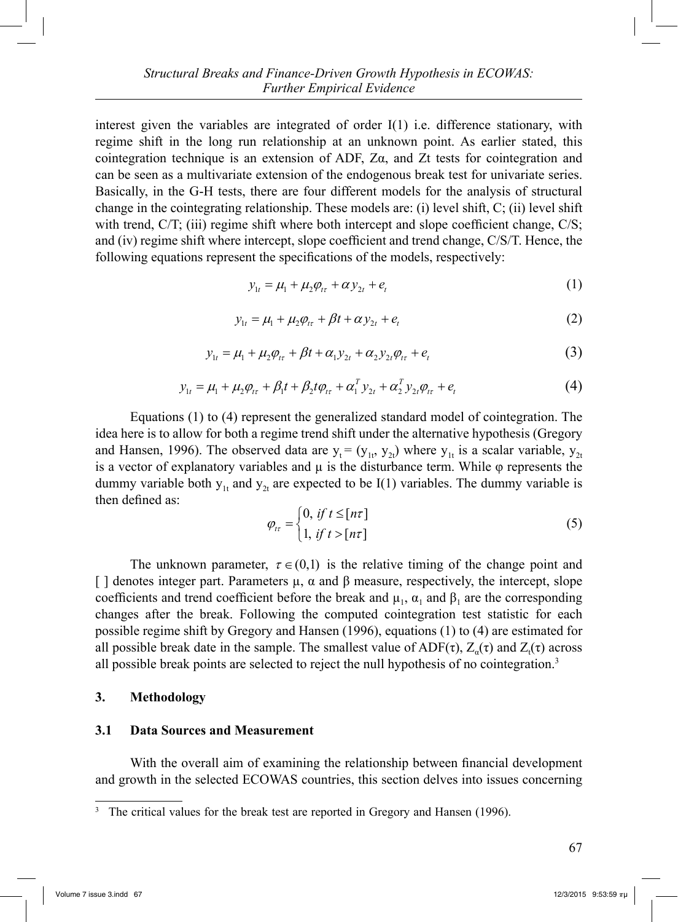interest given the variables are integrated of order I(1) i.e. difference stationary, with regime shift in the long run relationship at an unknown point. As earlier stated, this cointegration technique is an extension of ADF, Zα, and Zt tests for cointegration and can be seen as a multivariate extension of the endogenous break test for univariate series. Basically, in the G-H tests, there are four different models for the analysis of structural change in the cointegrating relationship. These models are: (i) level shift, C; (ii) level shift with trend, C/T; (iii) regime shift where both intercept and slope coefficient change, C/S; and (iv) regime shift where intercept, slope coefficient and trend change, C/S/T. Hence, the following equations represent the specifications of the models, respectively:

$$y_{1t} = \mu_1 + \mu_2 \varphi_{t\tau} + \alpha y_{2t} + e_t \tag{1}$$

$$y_{1t} = \mu_1 + \mu_2 \varphi_{t\tau} + \beta t + \alpha y_{2t} + e_t \tag{2}$$

$$y_{1t} = \mu_1 + \mu_2 \varphi_{t\tau} + \beta t + \alpha_1 y_{2t} + \alpha_2 y_{2t} \varphi_{t\tau} + e_t \tag{3}$$

$$y_{1t} = \mu_1 + \mu_2 \varphi_{t\tau} + \beta_1 t + \beta_2 t \varphi_{t\tau} + \alpha_1^T y_{2t} + \alpha_2^T y_{2t} \varphi_{t\tau} + e_t \tag{4}$$

Equations (1) to (4) represent the generalized standard model of cointegration. The idea here is to allow for both a regime trend shift under the alternative hypothesis (Gregory and Hansen, 1996). The observed data are $y_t = (y_{1t}, y_{2t})$ where $y_{1t}$ is a scalar variable, $y_{2t}$ is a vector of explanatory variables and μ is the disturbance term. While φ represents the dummy variable both $y_{1t}$ and $y_{2t}$ are expected to be I(1) variables. The dummy variable is then defined as:

$$\varphi_{t\tau} = \begin{cases} 0, & if\ t \leq [n\tau] \\ 1, & if\ t > [n\tau] \end{cases} \tag{5}$$

The unknown parameter, $\tau \in (0,1)$ is the relative timing of the change point and [ ] denotes integer part. Parameters μ, α and β measure, respectively, the intercept, slope coefficients and trend coefficient before the break and $\mu_1$, $\alpha_1$ and $\beta_1$ are the corresponding changes after the break. Following the computed cointegration test statistic for each possible regime shift by Gregory and Hansen (1996), equations (1) to (4) are estimated for all possible break date in the sample. The smallest value of ADF(τ), $Z_\alpha(\tau)$ and $Z_t(\tau)$ across all possible break points are selected to reject the null hypothesis of no cointegration.[3]

## 3. Methodology

### 3.1 Data Sources and Measurement

With the overall aim of examining the relationship between financial development and growth in the selected ECOWAS countries, this section delves into issues concerning

[3] The critical values for the break test are reported in Gregory and Hansen (1996).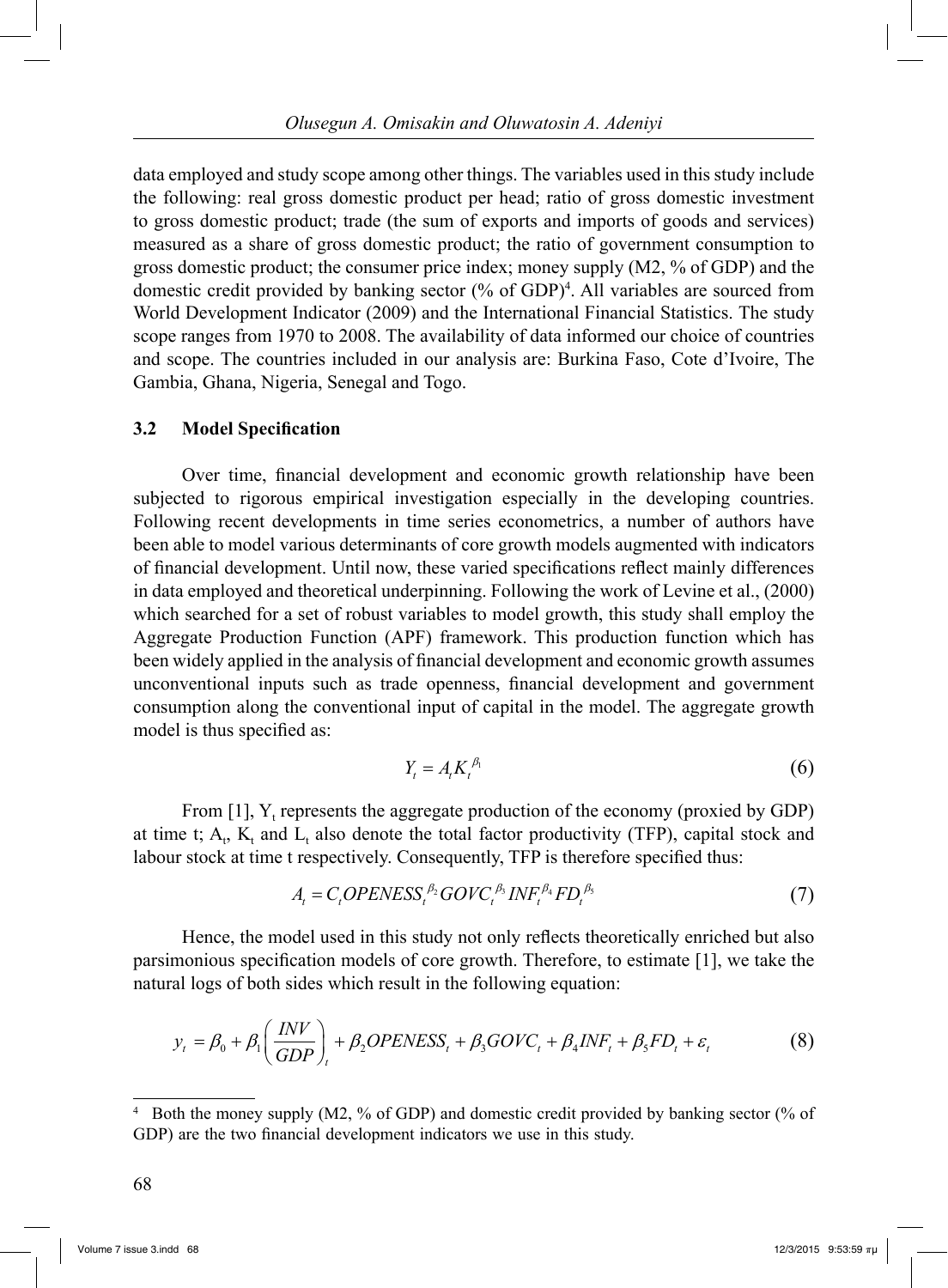data employed and study scope among other things. The variables used in this study include the following: real gross domestic product per head; ratio of gross domestic investment to gross domestic product; trade (the sum of exports and imports of goods and services) measured as a share of gross domestic product; the ratio of government consumption to gross domestic product; the consumer price index; money supply (M2, % of GDP) and the domestic credit provided by banking sector (% of GDP)[4]. All variables are sourced from World Development Indicator (2009) and the International Financial Statistics. The study scope ranges from 1970 to 2008. The availability of data informed our choice of countries and scope. The countries included in our analysis are: Burkina Faso, Cote d'Ivoire, The Gambia, Ghana, Nigeria, Senegal and Togo.

### 3.2 Model Specification

Over time, financial development and economic growth relationship have been subjected to rigorous empirical investigation especially in the developing countries. Following recent developments in time series econometrics, a number of authors have been able to model various determinants of core growth models augmented with indicators of financial development. Until now, these varied specifications reflect mainly differences in data employed and theoretical underpinning. Following the work of Levine et al., (2000) which searched for a set of robust variables to model growth, this study shall employ the Aggregate Production Function (APF) framework. This production function which has been widely applied in the analysis of financial development and economic growth assumes unconventional inputs such as trade openness, financial development and government consumption along the conventional input of capital in the model. The aggregate growth model is thus specified as:

$$Y_t = A_t K_t^{\beta_1} \tag{6}$$

From [1], $Y_t$ represents the aggregate production of the economy (proxied by GDP) at time t; $A_t$, $K_t$ and $L_t$ also denote the total factor productivity (TFP), capital stock and labour stock at time t respectively. Consequently, TFP is therefore specified thus:

$$A_t = C_t OPENESS_t^{\beta_2} GOVC_t^{\beta_3} INF_t^{\beta_4} FD_t^{\beta_5} \tag{7}$$

Hence, the model used in this study not only reflects theoretically enriched but also parsimonious specification models of core growth. Therefore, to estimate [1], we take the natural logs of both sides which result in the following equation:

$$y_t = \beta_0 + \beta_1 \left( \frac{INV}{GDP} \right)_t + \beta_2 OPENESS_t + \beta_3 GOVC_t + \beta_4 INF_t + \beta_5 FD_t + \varepsilon_t \tag{8}$$

---

[4] Both the money supply (M2, % of GDP) and domestic credit provided by banking sector (% of GDP) are the two financial development indicators we use in this study.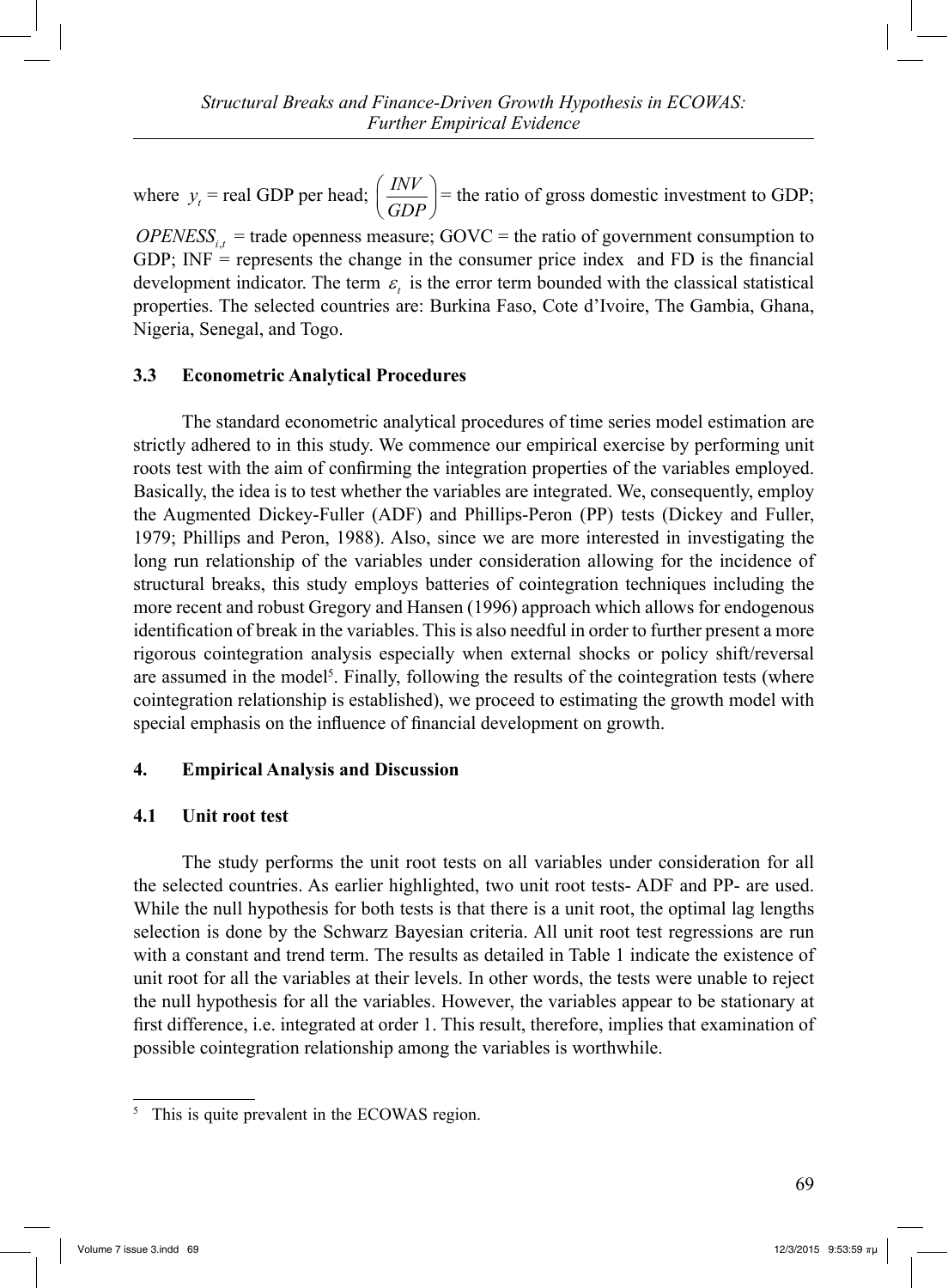where $y_t$ = real GDP per head; $\left(\frac{INV}{GDP}\right)$ = the ratio of gross domestic investment to GDP; $OPENESS_{i,t}$ = trade openness measure; GOVC = the ratio of government consumption to GDP; INF = represents the change in the consumer price index and FD is the financial development indicator. The term $\varepsilon_t$ is the error term bounded with the classical statistical properties. The selected countries are: Burkina Faso, Cote d'Ivoire, The Gambia, Ghana, Nigeria, Senegal, and Togo.

### 3.3 Econometric Analytical Procedures

The standard econometric analytical procedures of time series model estimation are strictly adhered to in this study. We commence our empirical exercise by performing unit roots test with the aim of confirming the integration properties of the variables employed. Basically, the idea is to test whether the variables are integrated. We, consequently, employ the Augmented Dickey-Fuller (ADF) and Phillips-Peron (PP) tests (Dickey and Fuller, 1979; Phillips and Peron, 1988). Also, since we are more interested in investigating the long run relationship of the variables under consideration allowing for the incidence of structural breaks, this study employs batteries of cointegration techniques including the more recent and robust Gregory and Hansen (1996) approach which allows for endogenous identification of break in the variables. This is also needful in order to further present a more rigorous cointegration analysis especially when external shocks or policy shift/reversal are assumed in the model[5]. Finally, following the results of the cointegration tests (where cointegration relationship is established), we proceed to estimating the growth model with special emphasis on the influence of financial development on growth.

## 4. Empirical Analysis and Discussion

### 4.1 Unit root test

The study performs the unit root tests on all variables under consideration for all the selected countries. As earlier highlighted, two unit root tests- ADF and PP- are used. While the null hypothesis for both tests is that there is a unit root, the optimal lag lengths selection is done by the Schwarz Bayesian criteria. All unit root test regressions are run with a constant and trend term. The results as detailed in Table 1 indicate the existence of unit root for all the variables at their levels. In other words, the tests were unable to reject the null hypothesis for all the variables. However, the variables appear to be stationary at first difference, i.e. integrated at order 1. This result, therefore, implies that examination of possible cointegration relationship among the variables is worthwhile.

[5] This is quite prevalent in the ECOWAS region.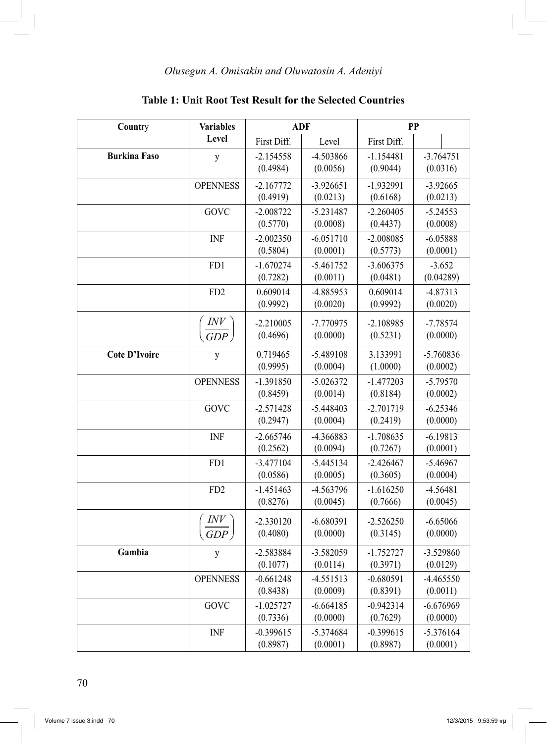**Table 1: Unit Root Test Result for the Selected Countries**

| Country | Variables Level | ADF | | PP | |
|---|---|---|---|---|---|
| | | First Diff. | Level | First Diff. | |
| **Burkina Faso** | y | -2.154558 (0.4984) | -4.503866 (0.0056) | -1.154481 (0.9044) | -3.764751 (0.0316) |
| | OPENNESS | -2.167772 (0.4919) | -3.926651 (0.0213) | -1.932991 (0.6168) | -3.92665 (0.0213) |
| | GOVC | -2.008722 (0.5770) | -5.231487 (0.0008) | -2.260405 (0.4437) | -5.24553 (0.0008) |
| | INF | -2.002350 (0.5804) | -6.051710 (0.0001) | -2.008085 (0.5773) | -6.05888 (0.0001) |
| | FD1 | -1.670274 (0.7282) | -5.461752 (0.0011) | -3.606375 (0.0481) | -3.652 (0.04289) |
| | FD2 | 0.609014 (0.9992) | -4.885953 (0.0020) | 0.609014 (0.9992) | -4.87313 (0.0020) |
| | $\left(\frac{INV}{GDP}\right)$ | -2.210005 (0.4696) | -7.770975 (0.0000) | -2.108985 (0.5231) | -7.78574 (0.0000) |
| **Cote D'Ivoire** | y | 0.719465 (0.9995) | -5.489108 (0.0004) | 3.133991 (1.0000) | -5.760836 (0.0002) |
| | OPENNESS | -1.391850 (0.8459) | -5.026372 (0.0014) | -1.477203 (0.8184) | -5.79570 (0.0002) |
| | GOVC | -2.571428 (0.2947) | -5.448403 (0.0004) | -2.701719 (0.2419) | -6.25346 (0.0000) |
| | INF | -2.665746 (0.2562) | -4.366883 (0.0094) | -1.708635 (0.7267) | -6.19813 (0.0001) |
| | FD1 | -3.477104 (0.0586) | -5.445134 (0.0005) | -2.426467 (0.3605) | -5.46967 (0.0004) |
| | FD2 | -1.451463 (0.8276) | -4.563796 (0.0045) | -1.616250 (0.7666) | -4.56481 (0.0045) |
| | $\left(\frac{INV}{GDP}\right)$ | -2.330120 (0.4080) | -6.680391 (0.0000) | -2.526250 (0.3145) | -6.65066 (0.0000) |
| **Gambia** | y | -2.583884 (0.1077) | -3.582059 (0.0114) | -1.752727 (0.3971) | -3.529860 (0.0129) |
| | OPENNESS | -0.661248 (0.8438) | -4.551513 (0.0009) | -0.680591 (0.8391) | -4.465550 (0.0011) |
| | GOVC | -1.025727 (0.7336) | -6.664185 (0.0000) | -0.942314 (0.7629) | -6.676969 (0.0000) |
| | INF | -0.399615 (0.8987) | -5.374684 (0.0001) | -0.399615 (0.8987) | -5.376164 (0.0001) |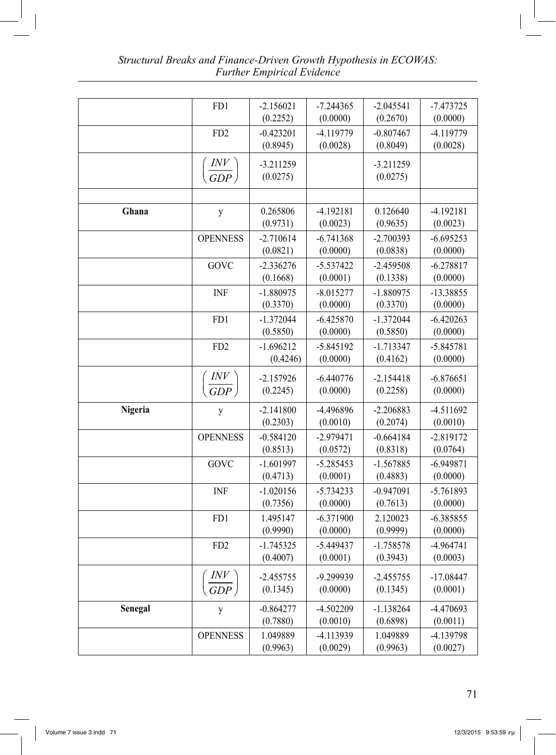| | FD1 | -2.156021 (0.2252) | -7.244365 (0.0000) | -2.045541 (0.2670) | -7.473725 (0.0000) |
|---|---|---|---|---|---|
| | FD2 | -0.423201 (0.8945) | -4.119779 (0.0028) | -0.807467 (0.8049) | -4.119779 (0.0028) |
| | $\left(\frac{INV}{GDP}\right)$ | -3.211259 (0.0275) | | -3.211259 (0.0275) | |
| | | | | | |
| **Ghana** | y | 0.265806 (0.9731) | -4.192181 (0.0023) | 0.126640 (0.9635) | -4.192181 (0.0023) |
| | OPENNESS | -2.710614 (0.0821) | -6.741368 (0.0000) | -2.700393 (0.0838) | -6.695253 (0.0000) |
| | GOVC | -2.336276 (0.1668) | -5.537422 (0.0001) | -2.459508 (0.1338) | -6.278817 (0.0000) |
| | INF | -1.880975 (0.3370) | -8.015277 (0.0000) | -1.880975 (0.3370) | -13.38855 (0.0000) |
| | FD1 | -1.372044 (0.5850) | -6.425870 (0.0000) | -1.372044 (0.5850) | -6.420263 (0.0000) |
| | FD2 | -1.696212 (0.4246) | -5.845192 (0.0000) | -1.713347 (0.4162) | -5.845781 (0.0000) |
| | $\left(\frac{INV}{GDP}\right)$ | -2.157926 (0.2245) | -6.440776 (0.0000) | -2.154418 (0.2258) | -6.876651 (0.0000) |
| **Nigeria** | y | -2.141800 (0.2303) | -4.496896 (0.0010) | -2.206883 (0.2074) | -4.511692 (0.0010) |
| | OPENNESS | -0.584120 (0.8513) | -2.979471 (0.0572) | -0.664184 (0.8318) | -2.819172 (0.0764) |
| | GOVC | -1.601997 (0.4713) | -5.285453 (0.0001) | -1.567885 (0.4883) | -6.949871 (0.0000) |
| | INF | -1.020156 (0.7356) | -5.734233 (0.0000) | -0.947091 (0.7613) | -5.761893 (0.0000) |
| | FD1 | 1.495147 (0.9990) | -6.371900 (0.0000) | 2.120023 (0.9999) | -6.385855 (0.0000) |
| | FD2 | -1.745325 (0.4007) | -5.449437 (0.0001) | -1.758578 (0.3943) | -4.964741 (0.0003) |
| | $\left(\frac{INV}{GDP}\right)$ | -2.455755 (0.1345) | -9.299939 (0.0000) | -2.455755 (0.1345) | -17.08447 (0.0001) |
| **Senegal** | y | -0.864277 (0.7880) | -4.502209 (0.0010) | -1.138264 (0.6898) | -4.470693 (0.0011) |
| | OPENNESS | 1.049889 (0.9963) | -4.113939 (0.0029) | 1.049889 (0.9963) | -4.139798 (0.0027) |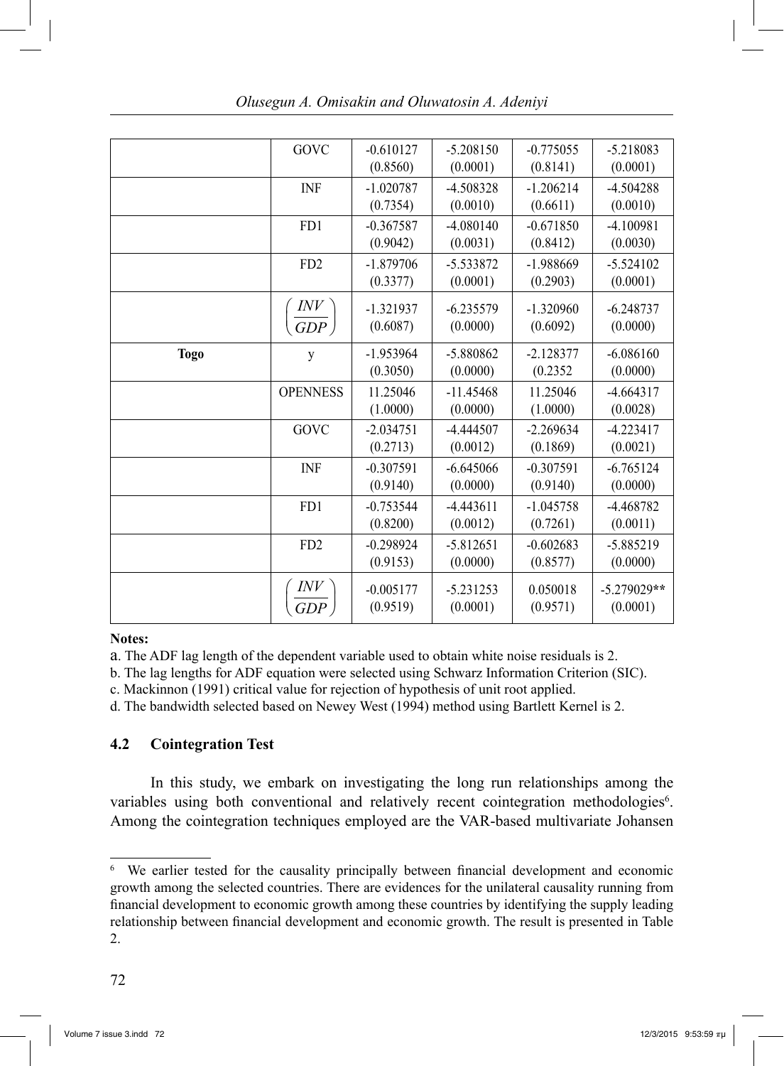| | | | | | |
|---|---|---|---|---|---|
| | GOVC | -0.610127<br>(0.8560) | -5.208150<br>(0.0001) | -0.775055<br>(0.8141) | -5.218083<br>(0.0001) |
| | INF | -1.020787<br>(0.7354) | -4.508328<br>(0.0010) | -1.206214<br>(0.6611) | -4.504288<br>(0.0010) |
| | FD1 | -0.367587<br>(0.9042) | -4.080140<br>(0.0031) | -0.671850<br>(0.8412) | -4.100981<br>(0.0030) |
| | FD2 | -1.879706<br>(0.3377) | -5.533872<br>(0.0001) | -1.988669<br>(0.2903) | -5.524102<br>(0.0001) |
| | $\left(\frac{INV}{GDP}\right)$ | -1.321937<br>(0.6087) | -6.235579<br>(0.0000) | -1.320960<br>(0.6092) | -6.248737<br>(0.0000) |
| **Togo** | y | -1.953964<br>(0.3050) | -5.880862<br>(0.0000) | -2.128377<br>(0.2352 | -6.086160<br>(0.0000) |
| | OPENNESS | 11.25046<br>(1.0000) | -11.45468<br>(0.0000) | 11.25046<br>(1.0000) | -4.664317<br>(0.0028) |
| | GOVC | -2.034751<br>(0.2713) | -4.444507<br>(0.0012) | -2.269634<br>(0.1869) | -4.223417<br>(0.0021) |
| | INF | -0.307591<br>(0.9140) | -6.645066<br>(0.0000) | -0.307591<br>(0.9140) | -6.765124<br>(0.0000) |
| | FD1 | -0.753544<br>(0.8200) | -4.443611<br>(0.0012) | -1.045758<br>(0.7261) | -4.468782<br>(0.0011) |
| | FD2 | -0.298924<br>(0.9153) | -5.812651<br>(0.0000) | -0.602683<br>(0.8577) | -5.885219<br>(0.0000) |
| | $\left(\frac{INV}{GDP}\right)$ | -0.005177<br>(0.9519) | -5.231253<br>(0.0001) | 0.050018<br>(0.9571) | -5.279029**<br>(0.0001) |

**Notes:**

a. The ADF lag length of the dependent variable used to obtain white noise residuals is 2.

b. The lag lengths for ADF equation were selected using Schwarz Information Criterion (SIC).

c. Mackinnon (1991) critical value for rejection of hypothesis of unit root applied.

d. The bandwidth selected based on Newey West (1994) method using Bartlett Kernel is 2.

## 4.2 Cointegration Test

In this study, we embark on investigating the long run relationships among the variables using both conventional and relatively recent cointegration methodologies[6]. Among the cointegration techniques employed are the VAR-based multivariate Johansen

---

[6] We earlier tested for the causality principally between financial development and economic growth among the selected countries. There are evidences for the unilateral causality running from financial development to economic growth among these countries by identifying the supply leading relationship between financial development and economic growth. The result is presented in Table 2.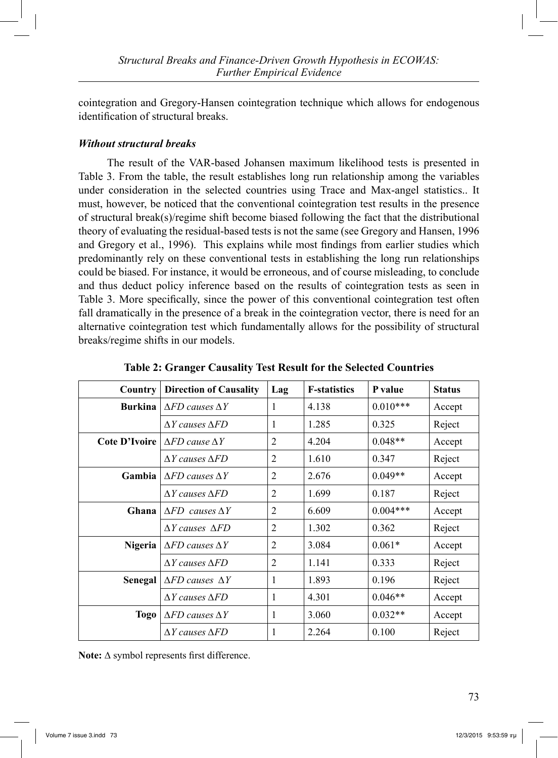cointegration and Gregory-Hansen cointegration technique which allows for endogenous identification of structural breaks.

***Without structural breaks***

The result of the VAR-based Johansen maximum likelihood tests is presented in Table 3. From the table, the result establishes long run relationship among the variables under consideration in the selected countries using Trace and Max-angel statistics.. It must, however, be noticed that the conventional cointegration test results in the presence of structural break(s)/regime shift become biased following the fact that the distributional theory of evaluating the residual-based tests is not the same (see Gregory and Hansen, 1996 and Gregory et al., 1996). This explains while most findings from earlier studies which predominantly rely on these conventional tests in establishing the long run relationships could be biased. For instance, it would be erroneous, and of course misleading, to conclude and thus deduct policy inference based on the results of cointegration tests as seen in Table 3. More specifically, since the power of this conventional cointegration test often fall dramatically in the presence of a break in the cointegration vector, there is need for an alternative cointegration test which fundamentally allows for the possibility of structural breaks/regime shifts in our models.

**Table 2: Granger Causality Test Result for the Selected Countries**

| Country | Direction of Causality | Lag | F-statistics | P value | Status |
|---|---|---|---|---|---|
| **Burkina** | $\Delta FD$ *causes* $\Delta Y$ | 1 | 4.138 | 0.010*** | Accept |
| | $\Delta Y$ *causes* $\Delta FD$ | 1 | 1.285 | 0.325 | Reject |
| **Cote D'Ivoire** | $\Delta FD$ *cause* $\Delta Y$ | 2 | 4.204 | 0.048** | Accept |
| | $\Delta Y$ *causes* $\Delta FD$ | 2 | 1.610 | 0.347 | Reject |
| **Gambia** | $\Delta FD$ *causes* $\Delta Y$ | 2 | 2.676 | 0.049** | Accept |
| | $\Delta Y$ *causes* $\Delta FD$ | 2 | 1.699 | 0.187 | Reject |
| **Ghana** | $\Delta FD$ *causes* $\Delta Y$ | 2 | 6.609 | 0.004*** | Accept |
| | $\Delta Y$ *causes* $\Delta FD$ | 2 | 1.302 | 0.362 | Reject |
| **Nigeria** | $\Delta FD$ *causes* $\Delta Y$ | 2 | 3.084 | 0.061* | Accept |
| | $\Delta Y$ *causes* $\Delta FD$ | 2 | 1.141 | 0.333 | Reject |
| **Senegal** | $\Delta FD$ *causes* $\Delta Y$ | 1 | 1.893 | 0.196 | Reject |
| | $\Delta Y$ *causes* $\Delta FD$ | 1 | 4.301 | 0.046** | Accept |
| **Togo** | $\Delta FD$ *causes* $\Delta Y$ | 1 | 3.060 | 0.032** | Accept |
| | $\Delta Y$ *causes* $\Delta FD$ | 1 | 2.264 | 0.100 | Reject |

**Note:** $\Delta$ symbol represents first difference.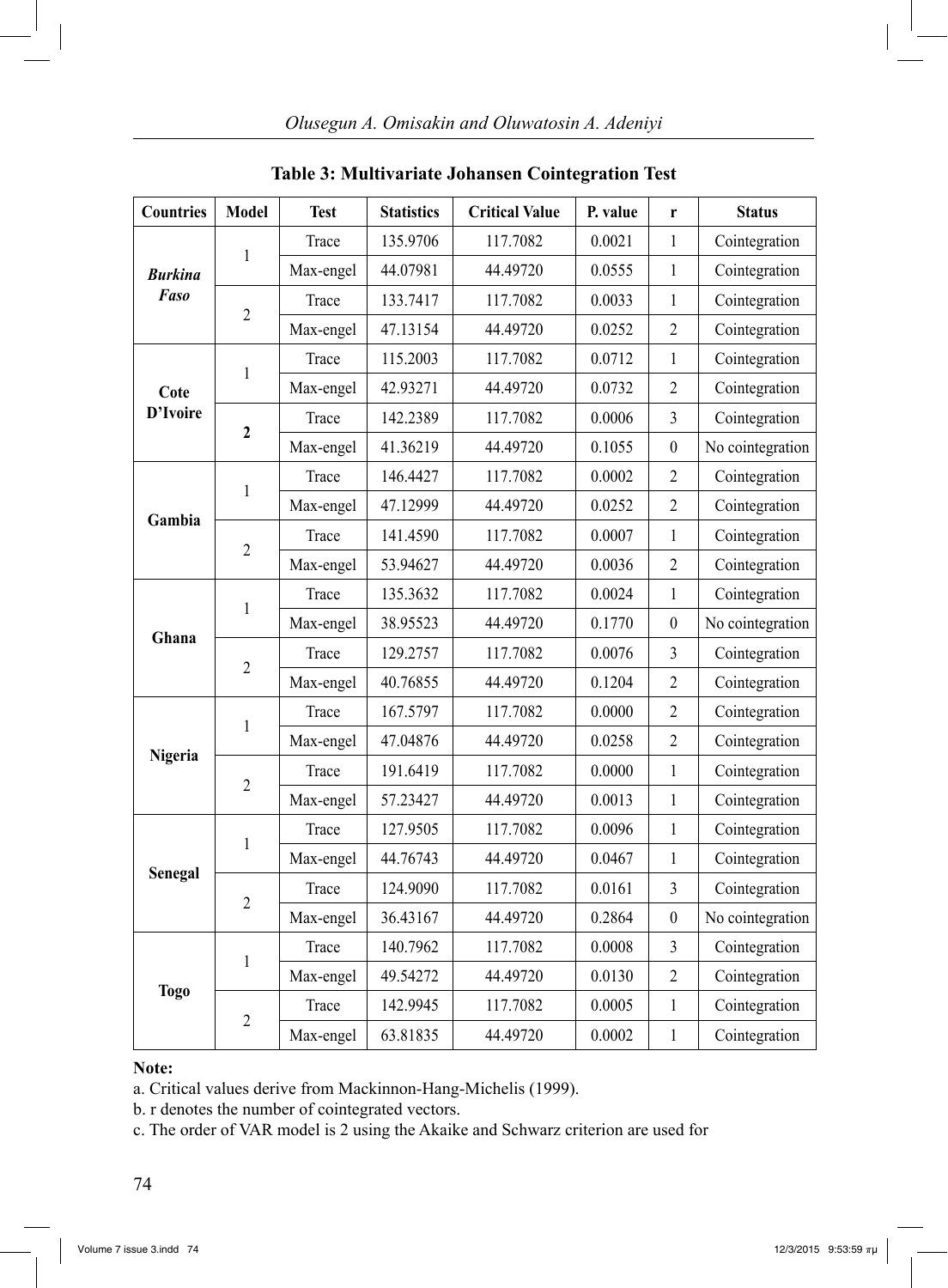**Table 3: Multivariate Johansen Cointegration Test**

| Countries | Model | Test | Statistics | Critical Value | P. value | r | Status |
|---|---|---|---|---|---|---|---|
| ***Burkina Faso*** | 1 | Trace | 135.9706 | 117.7082 | 0.0021 | 1 | Cointegration |
| | | Max-engel | 44.07981 | 44.49720 | 0.0555 | 1 | Cointegration |
| | 2 | Trace | 133.7417 | 117.7082 | 0.0033 | 1 | Cointegration |
| | | Max-engel | 47.13154 | 44.49720 | 0.0252 | 2 | Cointegration |
| **Cote D'Ivoire** | 1 | Trace | 115.2003 | 117.7082 | 0.0712 | 1 | Cointegration |
| | | Max-engel | 42.93271 | 44.49720 | 0.0732 | 2 | Cointegration |
| | **2** | Trace | 142.2389 | 117.7082 | 0.0006 | 3 | Cointegration |
| | | Max-engel | 41.36219 | 44.49720 | 0.1055 | 0 | No cointegration |
| **Gambia** | 1 | Trace | 146.4427 | 117.7082 | 0.0002 | 2 | Cointegration |
| | | Max-engel | 47.12999 | 44.49720 | 0.0252 | 2 | Cointegration |
| | 2 | Trace | 141.4590 | 117.7082 | 0.0007 | 1 | Cointegration |
| | | Max-engel | 53.94627 | 44.49720 | 0.0036 | 2 | Cointegration |
| **Ghana** | 1 | Trace | 135.3632 | 117.7082 | 0.0024 | 1 | Cointegration |
| | | Max-engel | 38.95523 | 44.49720 | 0.1770 | 0 | No cointegration |
| | 2 | Trace | 129.2757 | 117.7082 | 0.0076 | 3 | Cointegration |
| | | Max-engel | 40.76855 | 44.49720 | 0.1204 | 2 | Cointegration |
| **Nigeria** | 1 | Trace | 167.5797 | 117.7082 | 0.0000 | 2 | Cointegration |
| | | Max-engel | 47.04876 | 44.49720 | 0.0258 | 2 | Cointegration |
| | 2 | Trace | 191.6419 | 117.7082 | 0.0000 | 1 | Cointegration |
| | | Max-engel | 57.23427 | 44.49720 | 0.0013 | 1 | Cointegration |
| **Senegal** | 1 | Trace | 127.9505 | 117.7082 | 0.0096 | 1 | Cointegration |
| | | Max-engel | 44.76743 | 44.49720 | 0.0467 | 1 | Cointegration |
| | 2 | Trace | 124.9090 | 117.7082 | 0.0161 | 3 | Cointegration |
| | | Max-engel | 36.43167 | 44.49720 | 0.2864 | 0 | No cointegration |
| **Togo** | 1 | Trace | 140.7962 | 117.7082 | 0.0008 | 3 | Cointegration |
| | | Max-engel | 49.54272 | 44.49720 | 0.0130 | 2 | Cointegration |
| | 2 | Trace | 142.9945 | 117.7082 | 0.0005 | 1 | Cointegration |
| | | Max-engel | 63.81835 | 44.49720 | 0.0002 | 1 | Cointegration |

**Note:**

a. Critical values derive from Mackinnon-Hang-Michelis (1999).

b. r denotes the number of cointegrated vectors.

c. The order of VAR model is 2 using the Akaike and Schwarz criterion are used for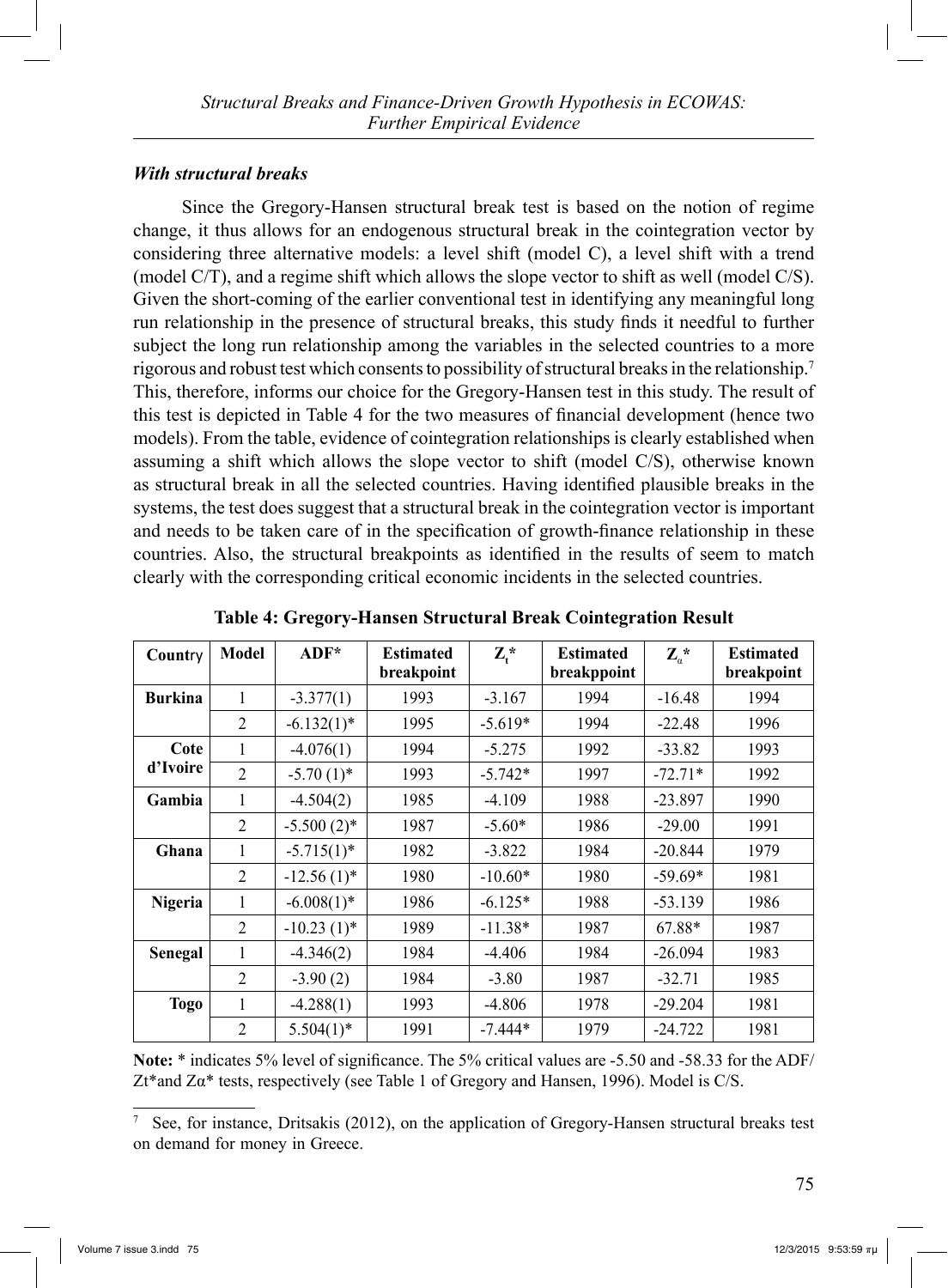### *With structural breaks*

Since the Gregory-Hansen structural break test is based on the notion of regime change, it thus allows for an endogenous structural break in the cointegration vector by considering three alternative models: a level shift (model C), a level shift with a trend (model C/T), and a regime shift which allows the slope vector to shift as well (model C/S). Given the short-coming of the earlier conventional test in identifying any meaningful long run relationship in the presence of structural breaks, this study finds it needful to further subject the long run relationship among the variables in the selected countries to a more rigorous and robust test which consents to possibility of structural breaks in the relationship.[7] This, therefore, informs our choice for the Gregory-Hansen test in this study. The result of this test is depicted in Table 4 for the two measures of financial development (hence two models). From the table, evidence of cointegration relationships is clearly established when assuming a shift which allows the slope vector to shift (model C/S), otherwise known as structural break in all the selected countries. Having identified plausible breaks in the systems, the test does suggest that a structural break in the cointegration vector is important and needs to be taken care of in the specification of growth-finance relationship in these countries. Also, the structural breakpoints as identified in the results of seem to match clearly with the corresponding critical economic incidents in the selected countries.

**Table 4: Gregory-Hansen Structural Break Cointegration Result**

| Country | Model | ADF* | Estimated breakpoint | $Z_t$* | Estimated breakppoint | $Z_\alpha$* | Estimated breakpoint |
|---|---|---|---|---|---|---|---|
| **Burkina** | 1 | -3.377(1) | 1993 | -3.167 | 1994 | -16.48 | 1994 |
| | 2 | -6.132(1)* | 1995 | -5.619* | 1994 | -22.48 | 1996 |
| **Cote d'Ivoire** | 1 | -4.076(1) | 1994 | -5.275 | 1992 | -33.82 | 1993 |
| | 2 | -5.70 (1)* | 1993 | -5.742* | 1997 | -72.71* | 1992 |
| **Gambia** | 1 | -4.504(2) | 1985 | -4.109 | 1988 | -23.897 | 1990 |
| | 2 | -5.500 (2)* | 1987 | -5.60* | 1986 | -29.00 | 1991 |
| **Ghana** | 1 | -5.715(1)* | 1982 | -3.822 | 1984 | -20.844 | 1979 |
| | 2 | -12.56 (1)* | 1980 | -10.60* | 1980 | -59.69* | 1981 |
| **Nigeria** | 1 | -6.008(1)* | 1986 | -6.125* | 1988 | -53.139 | 1986 |
| | 2 | -10.23 (1)* | 1989 | -11.38* | 1987 | 67.88* | 1987 |
| **Senegal** | 1 | -4.346(2) | 1984 | -4.406 | 1984 | -26.094 | 1983 |
| | 2 | -3.90 (2) | 1984 | -3.80 | 1987 | -32.71 | 1985 |
| **Togo** | 1 | -4.288(1) | 1993 | -4.806 | 1978 | -29.204 | 1981 |
| | 2 | 5.504(1)* | 1991 | -7.444* | 1979 | -24.722 | 1981 |

**Note:** * indicates 5% level of significance. The 5% critical values are -5.50 and -58.33 for the ADF/ Zt*and Zα* tests, respectively (see Table 1 of Gregory and Hansen, 1996). Model is C/S.

[7] See, for instance, Dritsakis (2012), on the application of Gregory-Hansen structural breaks test on demand for money in Greece.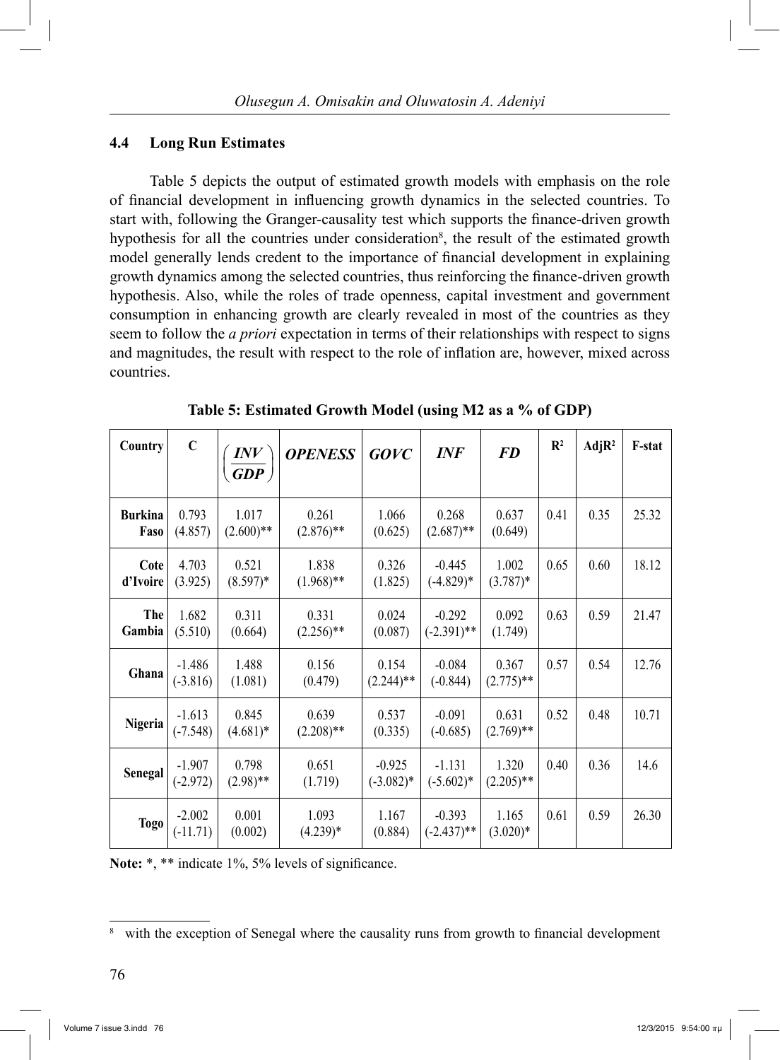### 4.4 Long Run Estimates

Table 5 depicts the output of estimated growth models with emphasis on the role of financial development in influencing growth dynamics in the selected countries. To start with, following the Granger-causality test which supports the finance-driven growth hypothesis for all the countries under consideration[8], the result of the estimated growth model generally lends credent to the importance of financial development in explaining growth dynamics among the selected countries, thus reinforcing the finance-driven growth hypothesis. Also, while the roles of trade openness, capital investment and government consumption in enhancing growth are clearly revealed in most of the countries as they seem to follow the *a priori* expectation in terms of their relationships with respect to signs and magnitudes, the result with respect to the role of inflation are, however, mixed across countries.

**Table 5: Estimated Growth Model (using M2 as a % of GDP)**

| Country | C | $\left(\frac{INV}{GDP}\right)$ | *OPENESS* | *GOVC* | *INF* | *FD* | $R^2$ | $AdjR^2$ | F-stat |
|---|---|---|---|---|---|---|---|---|---|
| Burkina Faso | 0.793 (4.857) | 1.017 (2.600)** | 0.261 (2.876)** | 1.066 (0.625) | 0.268 (2.687)** | 0.637 (0.649) | 0.41 | 0.35 | 25.32 |
| Cote d'Ivoire | 4.703 (3.925) | 0.521 (8.597)* | 1.838 (1.968)** | 0.326 (1.825) | -0.445 (-4.829)* | 1.002 (3.787)* | 0.65 | 0.60 | 18.12 |
| The Gambia | 1.682 (5.510) | 0.311 (0.664) | 0.331 (2.256)** | 0.024 (0.087) | -0.292 (-2.391)** | 0.092 (1.749) | 0.63 | 0.59 | 21.47 |
| Ghana | -1.486 (-3.816) | 1.488 (1.081) | 0.156 (0.479) | 0.154 (2.244)** | -0.084 (-0.844) | 0.367 (2.775)** | 0.57 | 0.54 | 12.76 |
| Nigeria | -1.613 (-7.548) | 0.845 (4.681)* | 0.639 (2.208)** | 0.537 (0.335) | -0.091 (-0.685) | 0.631 (2.769)** | 0.52 | 0.48 | 10.71 |
| Senegal | -1.907 (-2.972) | 0.798 (2.98)** | 0.651 (1.719) | -0.925 (-3.082)* | -1.131 (-5.602)* | 1.320 (2.205)** | 0.40 | 0.36 | 14.6 |
| Togo | -2.002 (-11.71) | 0.001 (0.002) | 1.093 (4.239)* | 1.167 (0.884) | -0.393 (-2.437)** | 1.165 (3.020)* | 0.61 | 0.59 | 26.30 |

**Note:** *, ** indicate 1%, 5% levels of significance.

[8] with the exception of Senegal where the causality runs from growth to financial development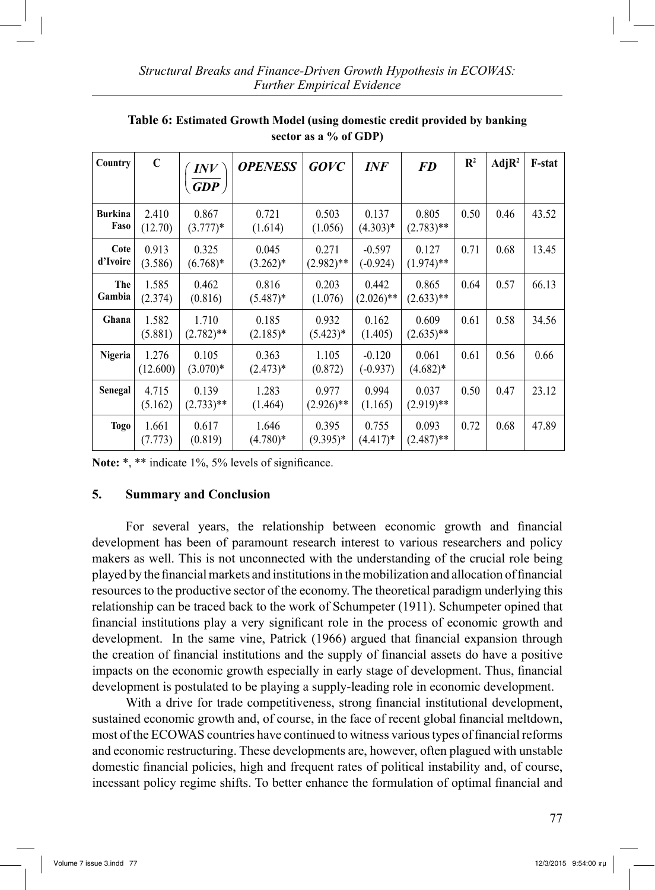**Table 6: Estimated Growth Model (using domestic credit provided by banking sector as a % of GDP)**

| Country | C | $\left(\frac{INV}{GDP}\right)$ | *OPENESS* | *GOVC* | *INF* | *FD* | $R^2$ | $AdjR^2$ | F-stat |
|---|---|---|---|---|---|---|---|---|---|
| **Burkina Faso** | 2.410 (12.70) | 0.867 (3.777)* | 0.721 (1.614) | 0.503 (1.056) | 0.137 (4.303)* | 0.805 (2.783)** | 0.50 | 0.46 | 43.52 |
| **Cote d'Ivoire** | 0.913 (3.586) | 0.325 (6.768)* | 0.045 (3.262)* | 0.271 (2.982)** | -0.597 (-0.924) | 0.127 (1.974)** | 0.71 | 0.68 | 13.45 |
| **The Gambia** | 1.585 (2.374) | 0.462 (0.816) | 0.816 (5.487)* | 0.203 (1.076) | 0.442 (2.026)** | 0.865 (2.633)** | 0.64 | 0.57 | 66.13 |
| **Ghana** | 1.582 (5.881) | 1.710 (2.782)** | 0.185 (2.185)* | 0.932 (5.423)* | 0.162 (1.405) | 0.609 (2.635)** | 0.61 | 0.58 | 34.56 |
| **Nigeria** | 1.276 (12.600) | 0.105 (3.070)* | 0.363 (2.473)* | 1.105 (0.872) | -0.120 (-0.937) | 0.061 (4.682)* | 0.61 | 0.56 | 0.66 |
| **Senegal** | 4.715 (5.162) | 0.139 (2.733)** | 1.283 (1.464) | 0.977 (2.926)** | 0.994 (1.165) | 0.037 (2.919)** | 0.50 | 0.47 | 23.12 |
| **Togo** | 1.661 (7.773) | 0.617 (0.819) | 1.646 (4.780)* | 0.395 (9.395)* | 0.755 (4.417)* | 0.093 (2.487)** | 0.72 | 0.68 | 47.89 |

**Note:** *, ** indicate 1%, 5% levels of significance.

## 5. Summary and Conclusion

For several years, the relationship between economic growth and financial development has been of paramount research interest to various researchers and policy makers as well. This is not unconnected with the understanding of the crucial role being played by the financial markets and institutions in the mobilization and allocation of financial resources to the productive sector of the economy. The theoretical paradigm underlying this relationship can be traced back to the work of Schumpeter (1911). Schumpeter opined that financial institutions play a very significant role in the process of economic growth and development. In the same vine, Patrick (1966) argued that financial expansion through the creation of financial institutions and the supply of financial assets do have a positive impacts on the economic growth especially in early stage of development. Thus, financial development is postulated to be playing a supply-leading role in economic development.

With a drive for trade competitiveness, strong financial institutional development, sustained economic growth and, of course, in the face of recent global financial meltdown, most of the ECOWAS countries have continued to witness various types of financial reforms and economic restructuring. These developments are, however, often plagued with unstable domestic financial policies, high and frequent rates of political instability and, of course, incessant policy regime shifts. To better enhance the formulation of optimal financial and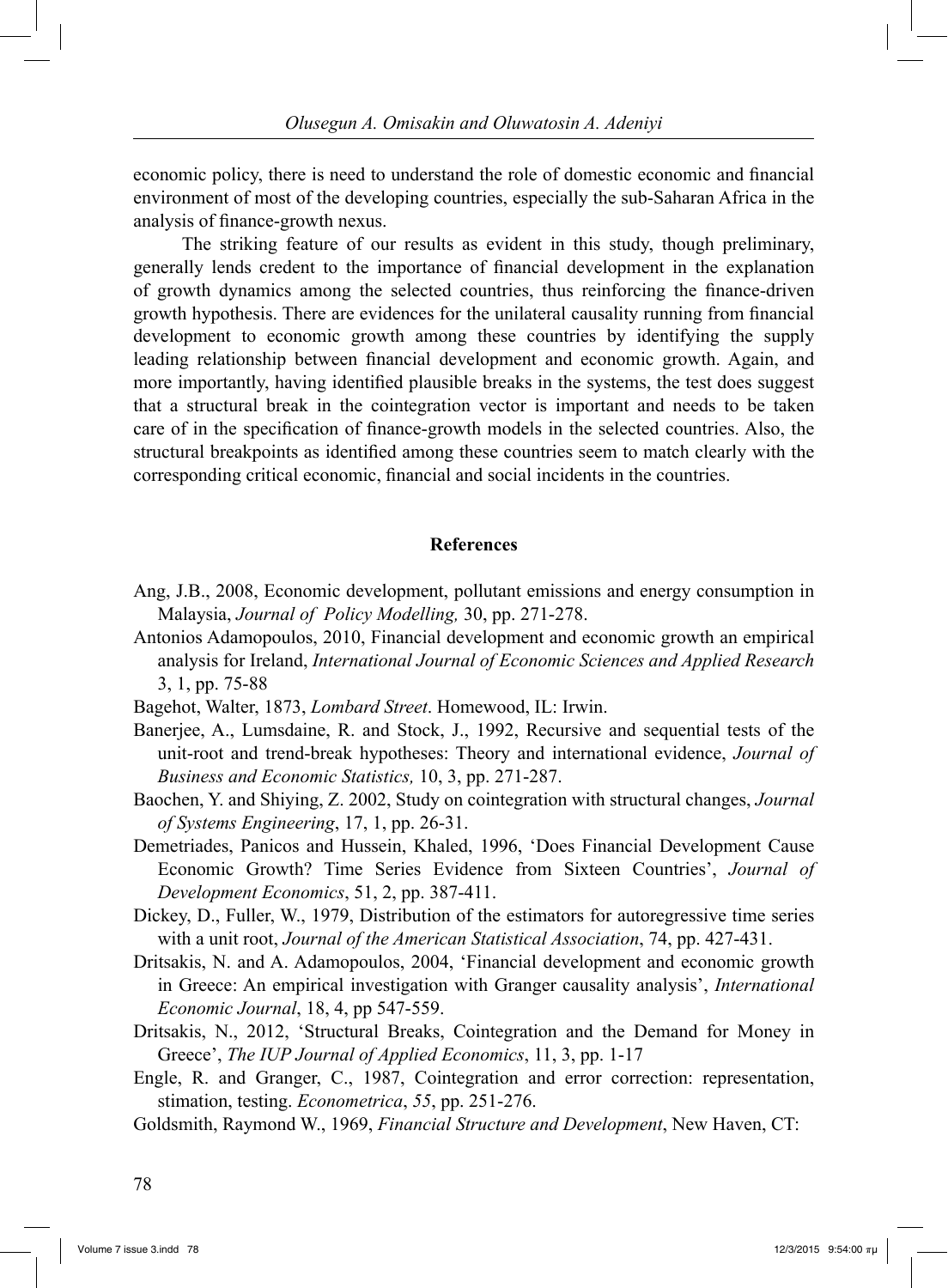economic policy, there is need to understand the role of domestic economic and financial environment of most of the developing countries, especially the sub-Saharan Africa in the analysis of finance-growth nexus.

The striking feature of our results as evident in this study, though preliminary, generally lends credent to the importance of financial development in the explanation of growth dynamics among the selected countries, thus reinforcing the finance-driven growth hypothesis. There are evidences for the unilateral causality running from financial development to economic growth among these countries by identifying the supply leading relationship between financial development and economic growth. Again, and more importantly, having identified plausible breaks in the systems, the test does suggest that a structural break in the cointegration vector is important and needs to be taken care of in the specification of finance-growth models in the selected countries. Also, the structural breakpoints as identified among these countries seem to match clearly with the corresponding critical economic, financial and social incidents in the countries.

## References

Ang, J.B., 2008, Economic development, pollutant emissions and energy consumption in Malaysia, *Journal of Policy Modelling,* 30, pp. 271-278.

Antonios Adamopoulos, 2010, Financial development and economic growth an empirical analysis for Ireland, *International Journal of Economic Sciences and Applied Research* 3, 1, pp. 75-88

Bagehot, Walter, 1873, *Lombard Street*. Homewood, IL: Irwin.

Banerjee, A., Lumsdaine, R. and Stock, J., 1992, Recursive and sequential tests of the unit-root and trend-break hypotheses: Theory and international evidence, *Journal of Business and Economic Statistics,* 10, 3, pp. 271-287.

Baochen, Y. and Shiying, Z. 2002, Study on cointegration with structural changes, *Journal of Systems Engineering*, 17, 1, pp. 26-31.

Demetriades, Panicos and Hussein, Khaled, 1996, 'Does Financial Development Cause Economic Growth? Time Series Evidence from Sixteen Countries', *Journal of Development Economics*, 51, 2, pp. 387-411.

Dickey, D., Fuller, W., 1979, Distribution of the estimators for autoregressive time series with a unit root, *Journal of the American Statistical Association*, 74, pp. 427-431.

Dritsakis, N. and A. Adamopoulos, 2004, 'Financial development and economic growth in Greece: An empirical investigation with Granger causality analysis', *International Economic Journal*, 18, 4, pp 547-559.

Dritsakis, N., 2012, 'Structural Breaks, Cointegration and the Demand for Money in Greece', *The IUP Journal of Applied Economics*, 11, 3, pp. 1-17

Engle, R. and Granger, C., 1987, Cointegration and error correction: representation, stimation, testing. *Econometrica*, *55*, pp. 251-276.

Goldsmith, Raymond W., 1969, *Financial Structure and Development*, New Haven, CT: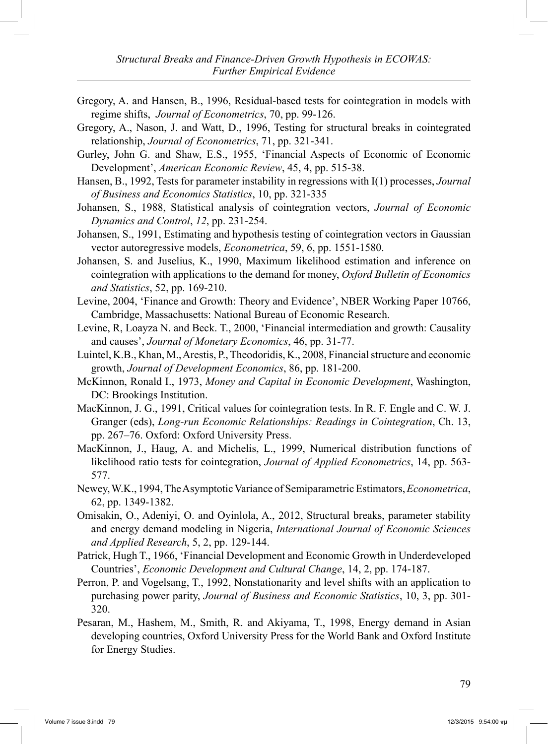Gregory, A. and Hansen, B., 1996, Residual-based tests for cointegration in models with regime shifts, *Journal of Econometrics*, 70, pp. 99-126.

Gregory, A., Nason, J. and Watt, D., 1996, Testing for structural breaks in cointegrated relationship, *Journal of Econometrics*, 71, pp. 321-341.

Gurley, John G. and Shaw, E.S., 1955, 'Financial Aspects of Economic of Economic Development', *American Economic Review*, 45, 4, pp. 515-38.

Hansen, B., 1992, Tests for parameter instability in regressions with I(1) processes, *Journal of Business and Economics Statistics*, 10, pp. 321-335

Johansen, S., 1988, Statistical analysis of cointegration vectors, *Journal of Economic Dynamics and Control*, *12*, pp. 231-254.

Johansen, S., 1991, Estimating and hypothesis testing of cointegration vectors in Gaussian vector autoregressive models, *Econometrica*, 59, 6, pp. 1551-1580.

Johansen, S. and Juselius, K., 1990, Maximum likelihood estimation and inference on cointegration with applications to the demand for money, *Oxford Bulletin of Economics and Statistics*, 52, pp. 169-210.

Levine, 2004, 'Finance and Growth: Theory and Evidence', NBER Working Paper 10766, Cambridge, Massachusetts: National Bureau of Economic Research.

Levine, R, Loayza N. and Beck. T., 2000, 'Financial intermediation and growth: Causality and causes', *Journal of Monetary Economics*, 46, pp. 31-77.

Luintel, K.B., Khan, M., Arestis, P., Theodoridis, K., 2008, Financial structure and economic growth, *Journal of Development Economics*, 86, pp. 181-200.

McKinnon, Ronald I., 1973, *Money and Capital in Economic Development*, Washington, DC: Brookings Institution.

MacKinnon, J. G., 1991, Critical values for cointegration tests. In R. F. Engle and C. W. J. Granger (eds), *Long-run Economic Relationships: Readings in Cointegration*, Ch. 13, pp. 267–76. Oxford: Oxford University Press.

MacKinnon, J., Haug, A. and Michelis, L., 1999, Numerical distribution functions of likelihood ratio tests for cointegration, *Journal of Applied Econometrics*, 14, pp. 563-577.

Newey, W.K., 1994, The Asymptotic Variance of Semiparametric Estimators, *Econometrica*, 62, pp. 1349-1382.

Omisakin, O., Adeniyi, O. and Oyinlola, A., 2012, Structural breaks, parameter stability and energy demand modeling in Nigeria, *International Journal of Economic Sciences and Applied Research*, 5, 2, pp. 129-144.

Patrick, Hugh T., 1966, 'Financial Development and Economic Growth in Underdeveloped Countries', *Economic Development and Cultural Change*, 14, 2, pp. 174-187.

Perron, P. and Vogelsang, T., 1992, Nonstationarity and level shifts with an application to purchasing power parity, *Journal of Business and Economic Statistics*, 10, 3, pp. 301-320.

Pesaran, M., Hashem, M., Smith, R. and Akiyama, T., 1998, Energy demand in Asian developing countries, Oxford University Press for the World Bank and Oxford Institute for Energy Studies.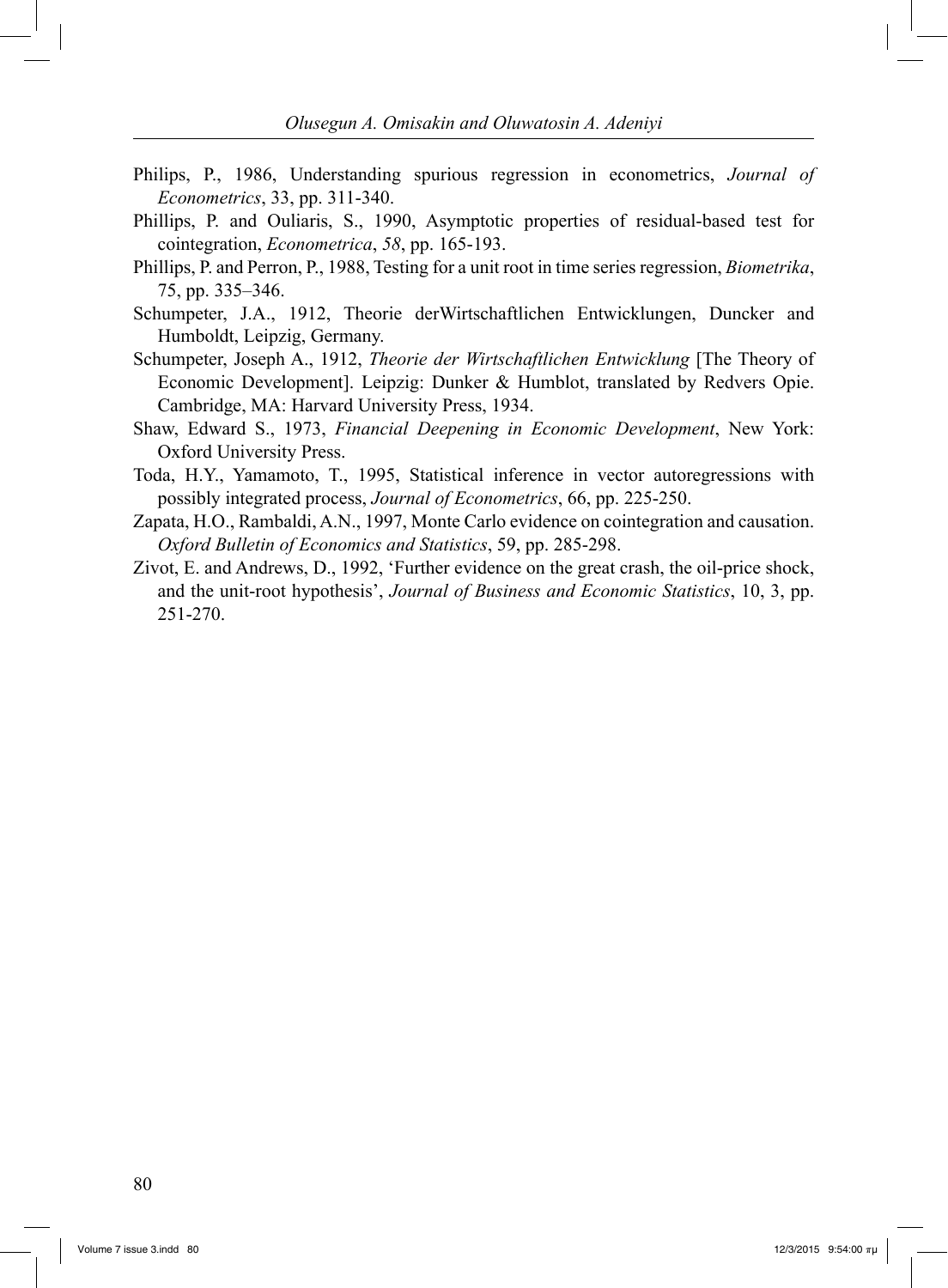Philips, P., 1986, Understanding spurious regression in econometrics, *Journal of Econometrics*, 33, pp. 311-340.

Phillips, P. and Ouliaris, S., 1990, Asymptotic properties of residual-based test for cointegration, *Econometrica*, *58*, pp. 165-193.

Phillips, P. and Perron, P., 1988, Testing for a unit root in time series regression, *Biometrika*, 75, pp. 335–346.

Schumpeter, J.A., 1912, Theorie derWirtschaftlichen Entwicklungen, Duncker and Humboldt, Leipzig, Germany.

Schumpeter, Joseph A., 1912, *Theorie der Wirtschaftlichen Entwicklung* [The Theory of Economic Development]. Leipzig: Dunker & Humblot, translated by Redvers Opie. Cambridge, MA: Harvard University Press, 1934.

Shaw, Edward S., 1973, *Financial Deepening in Economic Development*, New York: Oxford University Press.

Toda, H.Y., Yamamoto, T., 1995, Statistical inference in vector autoregressions with possibly integrated process, *Journal of Econometrics*, 66, pp. 225-250.

Zapata, H.O., Rambaldi, A.N., 1997, Monte Carlo evidence on cointegration and causation. *Oxford Bulletin of Economics and Statistics*, 59, pp. 285-298.

Zivot, E. and Andrews, D., 1992, 'Further evidence on the great crash, the oil-price shock, and the unit-root hypothesis', *Journal of Business and Economic Statistics*, 10, 3, pp. 251-270.